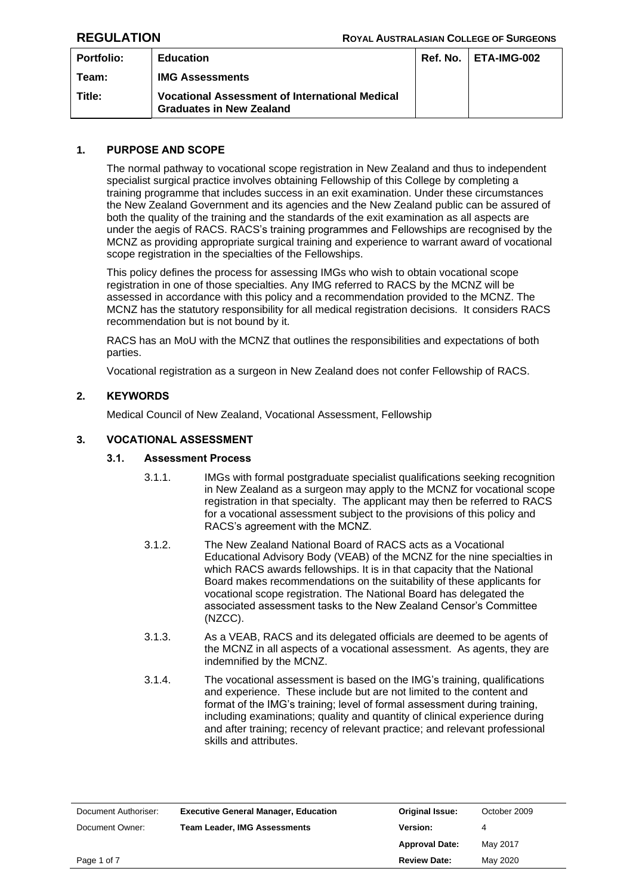**REGULATION** **ROYAL AUSTRALASIAN COLLEGE OF SURGEONS**

| Portfolio: | Education | Ref. No. | ETA-IMG-002 |
|---|---|---|---|
| Team: | IMG Assessments | | |
| Title: | Vocational Assessment of International Medical Graduates in New Zealand | | |

## 1. PURPOSE AND SCOPE

The normal pathway to vocational scope registration in New Zealand and thus to independent specialist surgical practice involves obtaining Fellowship of this College by completing a training programme that includes success in an exit examination. Under these circumstances the New Zealand Government and its agencies and the New Zealand public can be assured of both the quality of the training and the standards of the exit examination as all aspects are under the aegis of RACS. RACS's training programmes and Fellowships are recognised by the MCNZ as providing appropriate surgical training and experience to warrant award of vocational scope registration in the specialties of the Fellowships.

This policy defines the process for assessing IMGs who wish to obtain vocational scope registration in one of those specialties. Any IMG referred to RACS by the MCNZ will be assessed in accordance with this policy and a recommendation provided to the MCNZ. The MCNZ has the statutory responsibility for all medical registration decisions. It considers RACS recommendation but is not bound by it.

RACS has an MoU with the MCNZ that outlines the responsibilities and expectations of both parties.

Vocational registration as a surgeon in New Zealand does not confer Fellowship of RACS.

## 2. KEYWORDS

Medical Council of New Zealand, Vocational Assessment, Fellowship

## 3. VOCATIONAL ASSESSMENT

### 3.1. Assessment Process

3.1.1. IMGs with formal postgraduate specialist qualifications seeking recognition in New Zealand as a surgeon may apply to the MCNZ for vocational scope registration in that specialty. The applicant may then be referred to RACS for a vocational assessment subject to the provisions of this policy and RACS's agreement with the MCNZ.

3.1.2. The New Zealand National Board of RACS acts as a Vocational Educational Advisory Body (VEAB) of the MCNZ for the nine specialties in which RACS awards fellowships. It is in that capacity that the National Board makes recommendations on the suitability of these applicants for vocational scope registration. The National Board has delegated the associated assessment tasks to the New Zealand Censor's Committee (NZCC).

3.1.3. As a VEAB, RACS and its delegated officials are deemed to be agents of the MCNZ in all aspects of a vocational assessment. As agents, they are indemnified by the MCNZ.

3.1.4. The vocational assessment is based on the IMG's training, qualifications and experience. These include but are not limited to the content and format of the IMG's training; level of formal assessment during training, including examinations; quality and quantity of clinical experience during and after training; recency of relevant practice; and relevant professional skills and attributes.

| Document Authoriser: | Executive General Manager, Education | Original Issue: | October 2009 |
|---|---|---|---|
| Document Owner: | Team Leader, IMG Assessments | Version: | 4 |
| | | Approval Date: | May 2017 |
| | | Review Date: | May 2020 |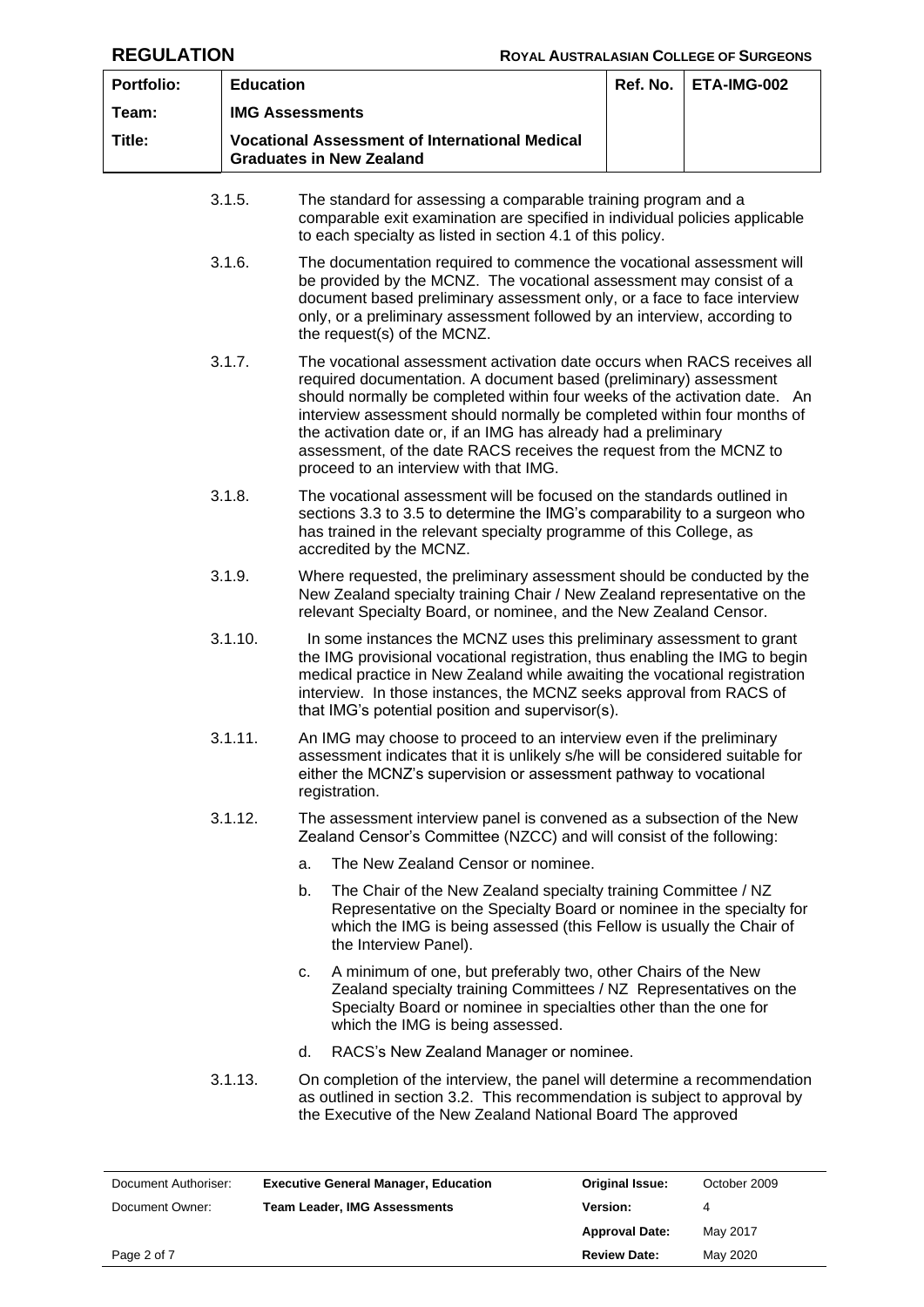3.1.5. The standard for assessing a comparable training program and a comparable exit examination are specified in individual policies applicable to each specialty as listed in section 4.1 of this policy.

3.1.6. The documentation required to commence the vocational assessment will be provided by the MCNZ. The vocational assessment may consist of a document based preliminary assessment only, or a face to face interview only, or a preliminary assessment followed by an interview, according to the request(s) of the MCNZ.

3.1.7. The vocational assessment activation date occurs when RACS receives all required documentation. A document based (preliminary) assessment should normally be completed within four weeks of the activation date. An interview assessment should normally be completed within four months of the activation date or, if an IMG has already had a preliminary assessment, of the date RACS receives the request from the MCNZ to proceed to an interview with that IMG.

3.1.8. The vocational assessment will be focused on the standards outlined in sections 3.3 to 3.5 to determine the IMG's comparability to a surgeon who has trained in the relevant specialty programme of this College, as accredited by the MCNZ.

3.1.9. Where requested, the preliminary assessment should be conducted by the New Zealand specialty training Chair / New Zealand representative on the relevant Specialty Board, or nominee, and the New Zealand Censor.

3.1.10. In some instances the MCNZ uses this preliminary assessment to grant the IMG provisional vocational registration, thus enabling the IMG to begin medical practice in New Zealand while awaiting the vocational registration interview. In those instances, the MCNZ seeks approval from RACS of that IMG's potential position and supervisor(s).

3.1.11. An IMG may choose to proceed to an interview even if the preliminary assessment indicates that it is unlikely s/he will be considered suitable for either the MCNZ's supervision or assessment pathway to vocational registration.

3.1.12. The assessment interview panel is convened as a subsection of the New Zealand Censor's Committee (NZCC) and will consist of the following:

a. The New Zealand Censor or nominee.

b. The Chair of the New Zealand specialty training Committee / NZ Representative on the Specialty Board or nominee in the specialty for which the IMG is being assessed (this Fellow is usually the Chair of the Interview Panel).

c. A minimum of one, but preferably two, other Chairs of the New Zealand specialty training Committees / NZ Representatives on the Specialty Board or nominee in specialties other than the one for which the IMG is being assessed.

d. RACS's New Zealand Manager or nominee.

3.1.13. On completion of the interview, the panel will determine a recommendation as outlined in section 3.2. This recommendation is subject to approval by the Executive of the New Zealand National Board The approved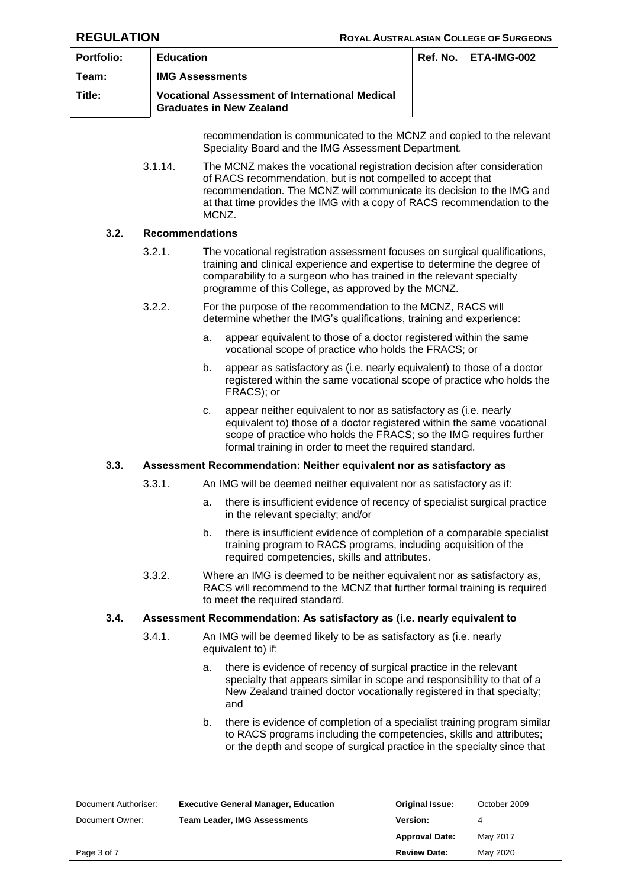recommendation is communicated to the MCNZ and copied to the relevant Speciality Board and the IMG Assessment Department.

3.1.14. The MCNZ makes the vocational registration decision after consideration of RACS recommendation, but is not compelled to accept that recommendation. The MCNZ will communicate its decision to the IMG and at that time provides the IMG with a copy of RACS recommendation to the MCNZ.

### 3.2. Recommendations

3.2.1. The vocational registration assessment focuses on surgical qualifications, training and clinical experience and expertise to determine the degree of comparability to a surgeon who has trained in the relevant specialty programme of this College, as approved by the MCNZ.

3.2.2. For the purpose of the recommendation to the MCNZ, RACS will determine whether the IMG's qualifications, training and experience:

a. appear equivalent to those of a doctor registered within the same vocational scope of practice who holds the FRACS; or

b. appear as satisfactory as (i.e. nearly equivalent) to those of a doctor registered within the same vocational scope of practice who holds the FRACS); or

c. appear neither equivalent to nor as satisfactory as (i.e. nearly equivalent to) those of a doctor registered within the same vocational scope of practice who holds the FRACS; so the IMG requires further formal training in order to meet the required standard.

### 3.3. Assessment Recommendation: Neither equivalent nor as satisfactory as

3.3.1. An IMG will be deemed neither equivalent nor as satisfactory as if:

a. there is insufficient evidence of recency of specialist surgical practice in the relevant specialty; and/or

b. there is insufficient evidence of completion of a comparable specialist training program to RACS programs, including acquisition of the required competencies, skills and attributes.

3.3.2. Where an IMG is deemed to be neither equivalent nor as satisfactory as, RACS will recommend to the MCNZ that further formal training is required to meet the required standard.

### 3.4. Assessment Recommendation: As satisfactory as (i.e. nearly equivalent to

3.4.1. An IMG will be deemed likely to be as satisfactory as (i.e. nearly equivalent to) if:

a. there is evidence of recency of surgical practice in the relevant specialty that appears similar in scope and responsibility to that of a New Zealand trained doctor vocationally registered in that specialty; and

b. there is evidence of completion of a specialist training program similar to RACS programs including the competencies, skills and attributes; or the depth and scope of surgical practice in the specialty since that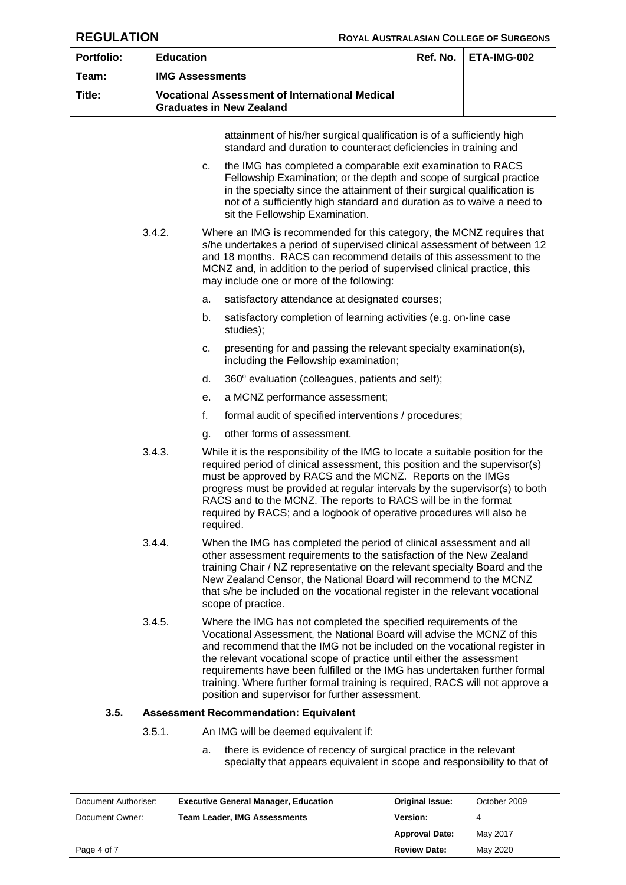attainment of his/her surgical qualification is of a sufficiently high standard and duration to counteract deficiencies in training and

c. the IMG has completed a comparable exit examination to RACS Fellowship Examination; or the depth and scope of surgical practice in the specialty since the attainment of their surgical qualification is not of a sufficiently high standard and duration as to waive a need to sit the Fellowship Examination.

3.4.2. Where an IMG is recommended for this category, the MCNZ requires that s/he undertakes a period of supervised clinical assessment of between 12 and 18 months. RACS can recommend details of this assessment to the MCNZ and, in addition to the period of supervised clinical practice, this may include one or more of the following:

a. satisfactory attendance at designated courses;

b. satisfactory completion of learning activities (e.g. on-line case studies);

c. presenting for and passing the relevant specialty examination(s), including the Fellowship examination;

d. 360$^{o}$ evaluation (colleagues, patients and self);

e. a MCNZ performance assessment;

f. formal audit of specified interventions / procedures;

g. other forms of assessment.

3.4.3. While it is the responsibility of the IMG to locate a suitable position for the required period of clinical assessment, this position and the supervisor(s) must be approved by RACS and the MCNZ. Reports on the IMGs progress must be provided at regular intervals by the supervisor(s) to both RACS and to the MCNZ. The reports to RACS will be in the format required by RACS; and a logbook of operative procedures will also be required.

3.4.4. When the IMG has completed the period of clinical assessment and all other assessment requirements to the satisfaction of the New Zealand training Chair / NZ representative on the relevant specialty Board and the New Zealand Censor, the National Board will recommend to the MCNZ that s/he be included on the vocational register in the relevant vocational scope of practice.

3.4.5. Where the IMG has not completed the specified requirements of the Vocational Assessment, the National Board will advise the MCNZ of this and recommend that the IMG not be included on the vocational register in the relevant vocational scope of practice until either the assessment requirements have been fulfilled or the IMG has undertaken further formal training. Where further formal training is required, RACS will not approve a position and supervisor for further assessment.

### 3.5. Assessment Recommendation: Equivalent

3.5.1. An IMG will be deemed equivalent if:

a. there is evidence of recency of surgical practice in the relevant specialty that appears equivalent in scope and responsibility to that of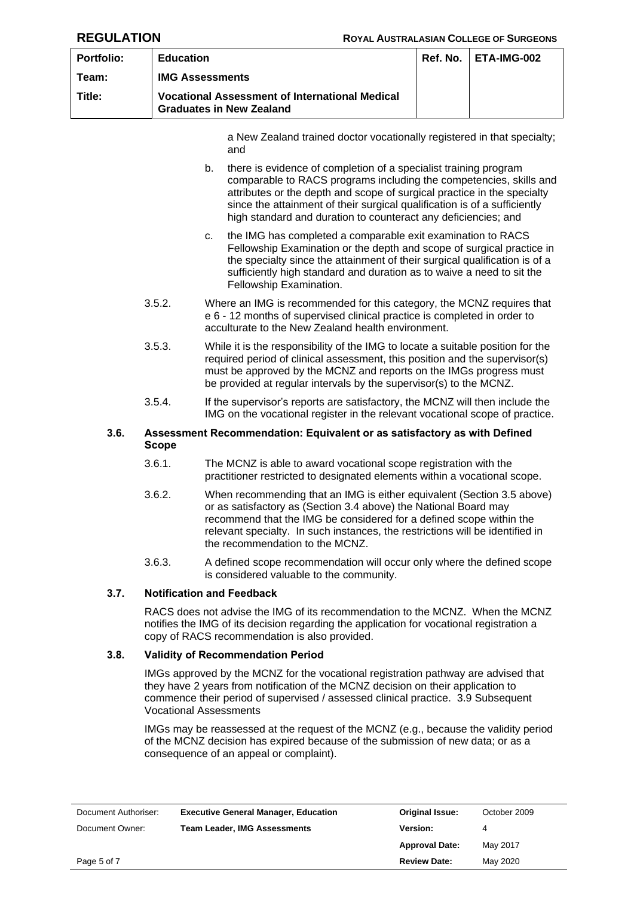a New Zealand trained doctor vocationally registered in that specialty; and

b. there is evidence of completion of a specialist training program comparable to RACS programs including the competencies, skills and attributes or the depth and scope of surgical practice in the specialty since the attainment of their surgical qualification is of a sufficiently high standard and duration to counteract any deficiencies; and

c. the IMG has completed a comparable exit examination to RACS Fellowship Examination or the depth and scope of surgical practice in the specialty since the attainment of their surgical qualification is of a sufficiently high standard and duration as to waive a need to sit the Fellowship Examination.

3.5.2. Where an IMG is recommended for this category, the MCNZ requires that e 6 - 12 months of supervised clinical practice is completed in order to acculturate to the New Zealand health environment.

3.5.3. While it is the responsibility of the IMG to locate a suitable position for the required period of clinical assessment, this position and the supervisor(s) must be approved by the MCNZ and reports on the IMGs progress must be provided at regular intervals by the supervisor(s) to the MCNZ.

3.5.4. If the supervisor's reports are satisfactory, the MCNZ will then include the IMG on the vocational register in the relevant vocational scope of practice.

### 3.6. Assessment Recommendation: Equivalent or as satisfactory as with Defined Scope

3.6.1. The MCNZ is able to award vocational scope registration with the practitioner restricted to designated elements within a vocational scope.

3.6.2. When recommending that an IMG is either equivalent (Section 3.5 above) or as satisfactory as (Section 3.4 above) the National Board may recommend that the IMG be considered for a defined scope within the relevant specialty. In such instances, the restrictions will be identified in the recommendation to the MCNZ.

3.6.3. A defined scope recommendation will occur only where the defined scope is considered valuable to the community.

### 3.7. Notification and Feedback

RACS does not advise the IMG of its recommendation to the MCNZ. When the MCNZ notifies the IMG of its decision regarding the application for vocational registration a copy of RACS recommendation is also provided.

### 3.8. Validity of Recommendation Period

IMGs approved by the MCNZ for the vocational registration pathway are advised that they have 2 years from notification of the MCNZ decision on their application to commence their period of supervised / assessed clinical practice. 3.9 Subsequent Vocational Assessments

IMGs may be reassessed at the request of the MCNZ (e.g., because the validity period of the MCNZ decision has expired because of the submission of new data; or as a consequence of an appeal or complaint).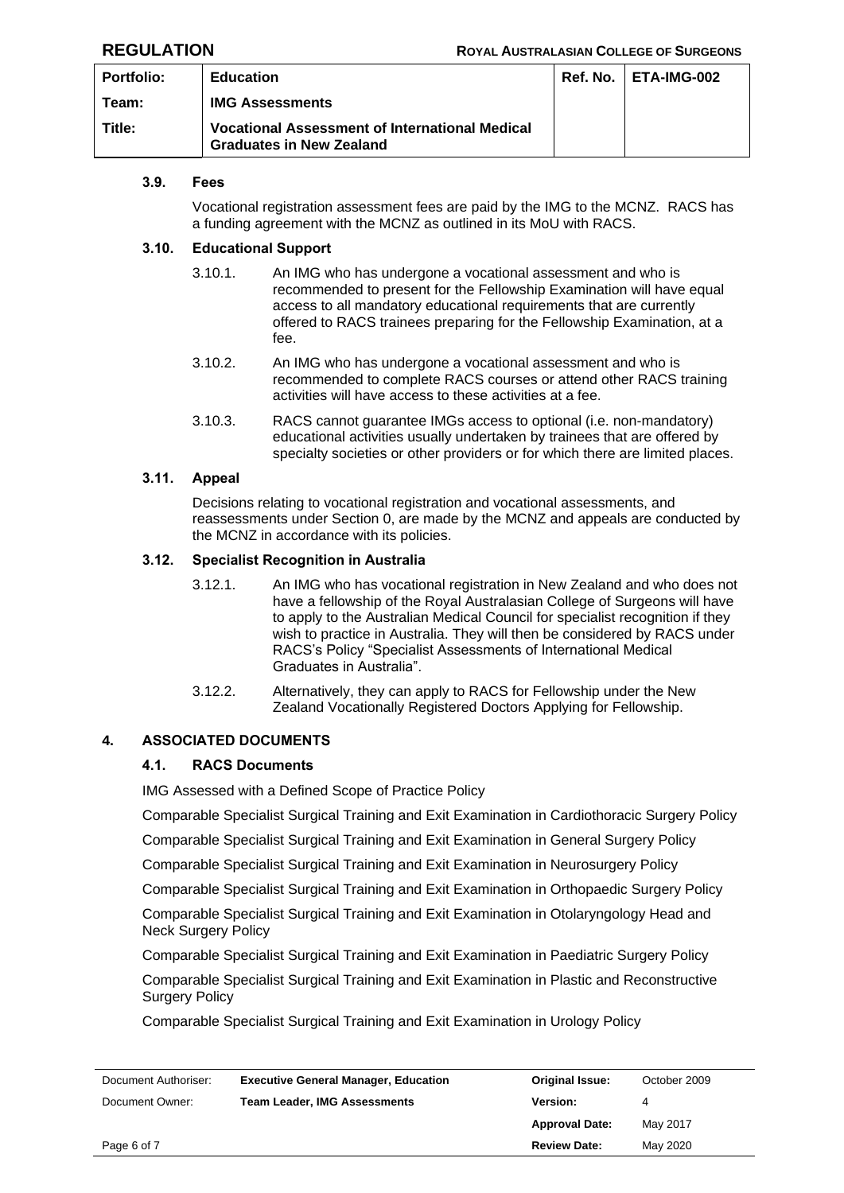### 3.9. Fees

Vocational registration assessment fees are paid by the IMG to the MCNZ. RACS has a funding agreement with the MCNZ as outlined in its MoU with RACS.

### 3.10. Educational Support

3.10.1. An IMG who has undergone a vocational assessment and who is recommended to present for the Fellowship Examination will have equal access to all mandatory educational requirements that are currently offered to RACS trainees preparing for the Fellowship Examination, at a fee.

3.10.2. An IMG who has undergone a vocational assessment and who is recommended to complete RACS courses or attend other RACS training activities will have access to these activities at a fee.

3.10.3. RACS cannot guarantee IMGs access to optional (i.e. non-mandatory) educational activities usually undertaken by trainees that are offered by specialty societies or other providers or for which there are limited places.

### 3.11. Appeal

Decisions relating to vocational registration and vocational assessments, and reassessments under Section 0, are made by the MCNZ and appeals are conducted by the MCNZ in accordance with its policies.

### 3.12. Specialist Recognition in Australia

3.12.1. An IMG who has vocational registration in New Zealand and who does not have a fellowship of the Royal Australasian College of Surgeons will have to apply to the Australian Medical Council for specialist recognition if they wish to practice in Australia. They will then be considered by RACS under RACS's Policy "Specialist Assessments of International Medical Graduates in Australia".

3.12.2. Alternatively, they can apply to RACS for Fellowship under the New Zealand Vocationally Registered Doctors Applying for Fellowship.

## 4. ASSOCIATED DOCUMENTS

### 4.1. RACS Documents

IMG Assessed with a Defined Scope of Practice Policy

Comparable Specialist Surgical Training and Exit Examination in Cardiothoracic Surgery Policy

Comparable Specialist Surgical Training and Exit Examination in General Surgery Policy

Comparable Specialist Surgical Training and Exit Examination in Neurosurgery Policy

Comparable Specialist Surgical Training and Exit Examination in Orthopaedic Surgery Policy

Comparable Specialist Surgical Training and Exit Examination in Otolaryngology Head and Neck Surgery Policy

Comparable Specialist Surgical Training and Exit Examination in Paediatric Surgery Policy

Comparable Specialist Surgical Training and Exit Examination in Plastic and Reconstructive Surgery Policy

Comparable Specialist Surgical Training and Exit Examination in Urology Policy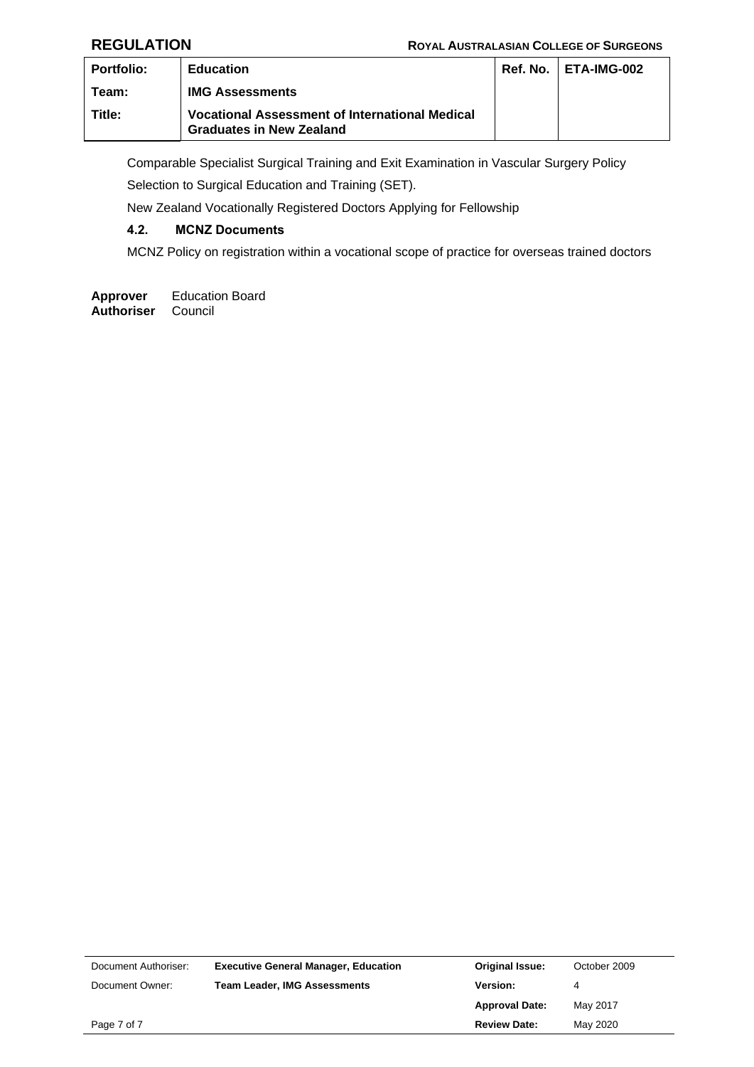Comparable Specialist Surgical Training and Exit Examination in Vascular Surgery Policy

Selection to Surgical Education and Training (SET).

New Zealand Vocationally Registered Doctors Applying for Fellowship

### 4.2. MCNZ Documents

MCNZ Policy on registration within a vocational scope of practice for overseas trained doctors

**Approver** Education Board
**Authoriser** Council